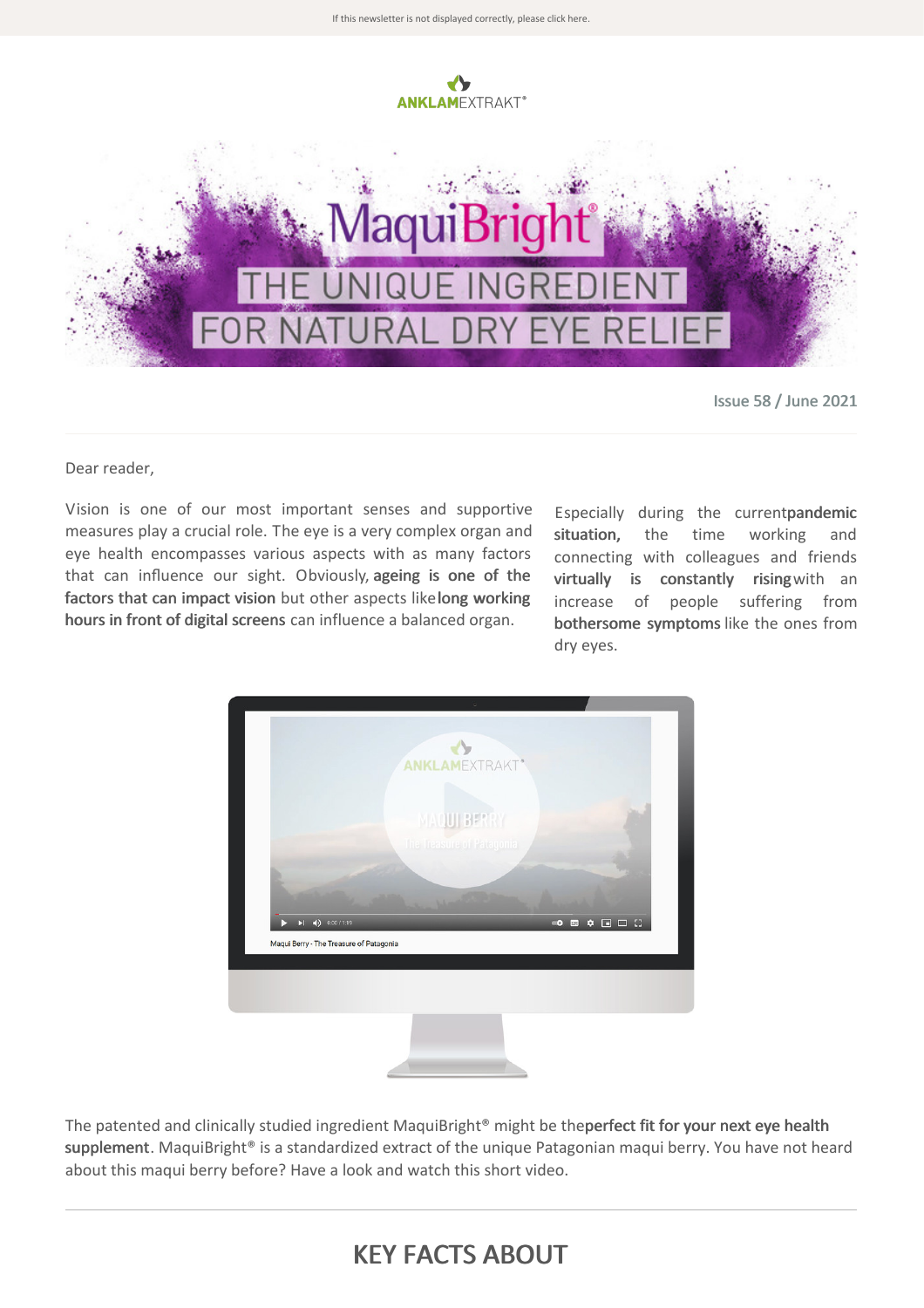If this newsletter is not displayed correctly, please click here.

ANKLAMEXTRAKT®

# MaquiBright®

## THE UNIQUE INGREDIENT FOR NATURAL DRY EYE RELIEF

Issue 58 / June 2021

Dear reader,

Vision is one of our most important senses and supportive measures play a crucial role. The eye is a very complex organ and eye health encompasses various aspects with as many factors that can influence our sight. Obviously, **ageing is one of the factors that can impact vision** but other aspects like **long working hours in front of digital screens** can influence a balanced organ.

Especially during the current **pandemic situation,** the time working and connecting with colleagues and friends **virtually is constantly rising** with an increase of people suffering from **bothersome symptoms** like the ones from dry eyes.

Maqui Berry - The Treasure of Patagonia

The patented and clinically studied ingredient MaquiBright® might be the **perfect fit for your next eye health supplement**. MaquiBright® is a standardized extract of the unique Patagonian maqui berry. You have not heard about this maqui berry before? Have a look and watch this short video.

## KEY FACTS ABOUT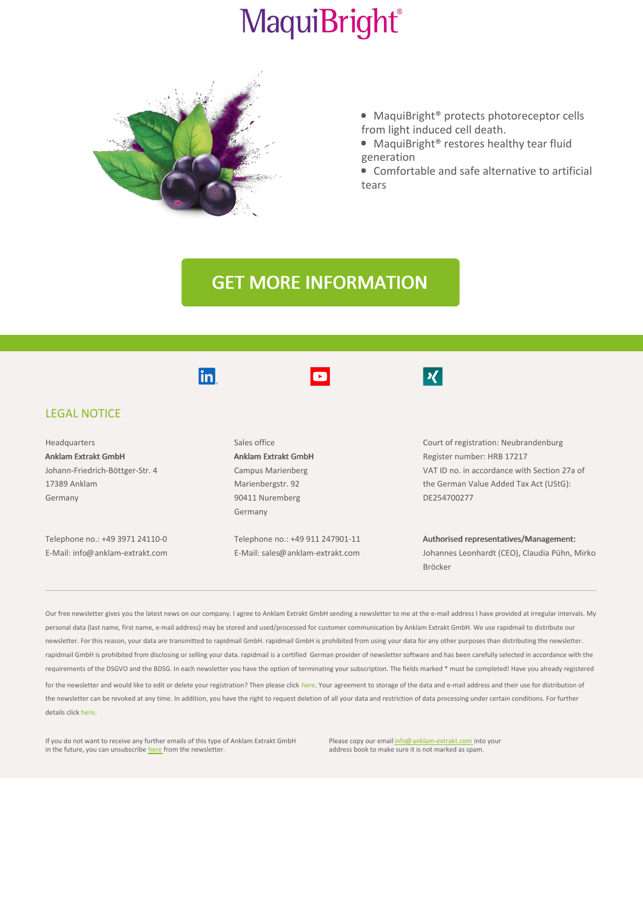# MaquiBright®

- MaquiBright® protects photoreceptor cells from light induced cell death.
- MaquiBright® restores healthy tear fluid generation
- Comfortable and safe alternative to artificial tears

GET MORE INFORMATION

## LEGAL NOTICE

Headquarters
**Anklam Extrakt GmbH**
Johann-Friedrich-Böttger-Str. 4
17389 Anklam
Germany

Telephone no.: +49 3971 24110-0
E-Mail: info@anklam-extrakt.com

Sales office
**Anklam Extrakt GmbH**
Campus Marienberg
Marienbergstr. 92
90411 Nuremberg
Germany

Telephone no.: +49 911 247901-11
E-Mail: sales@anklam-extrakt.com

Court of registration: Neubrandenburg
Register number: HRB 17217
VAT ID no. in accordance with Section 27a of the German Value Added Tax Act (UStG): DE254700277

**Authorised representatives/Management:**
Johannes Leonhardt (CEO), Claudia Pühn, Mirko Bröcker

---

Our free newsletter gives you the latest news on our company. I agree to Anklam Extrakt GmbH sending a newsletter to me at the e-mail address I have provided at irregular intervals. My personal data (last name, first name, e-mail address) may be stored and used/processed for customer communication by Anklam Extrakt GmbH. We use rapidmail to distribute our newsletter. For this reason, your data are transmitted to rapidmail GmbH. rapidmail GmbH is prohibited from using your data for any other purposes than distributing the newsletter. rapidmail GmbH is prohibited from disclosing or selling your data. rapidmail is a certified German provider of newsletter software and has been carefully selected in accordance with the requirements of the DSGVO and the BDSG. In each newsletter you have the option of terminating your subscription. The fields marked * must be completed! Have you already registered for the newsletter and would like to edit or delete your registration? Then please click here. Your agreement to storage of the data and e-mail address and their use for distribution of the newsletter can be revoked at any time. In addition, you have the right to request deletion of all your data and restriction of data processing under certain conditions. For further details click here.

If you do not want to receive any further emails of this type of Anklam Extrakt GmbH in the future, you can unsubscribe here from the newsletter.

Please copy our email info@anklam-extrakt.com into your address book to make sure it is not marked as spam.